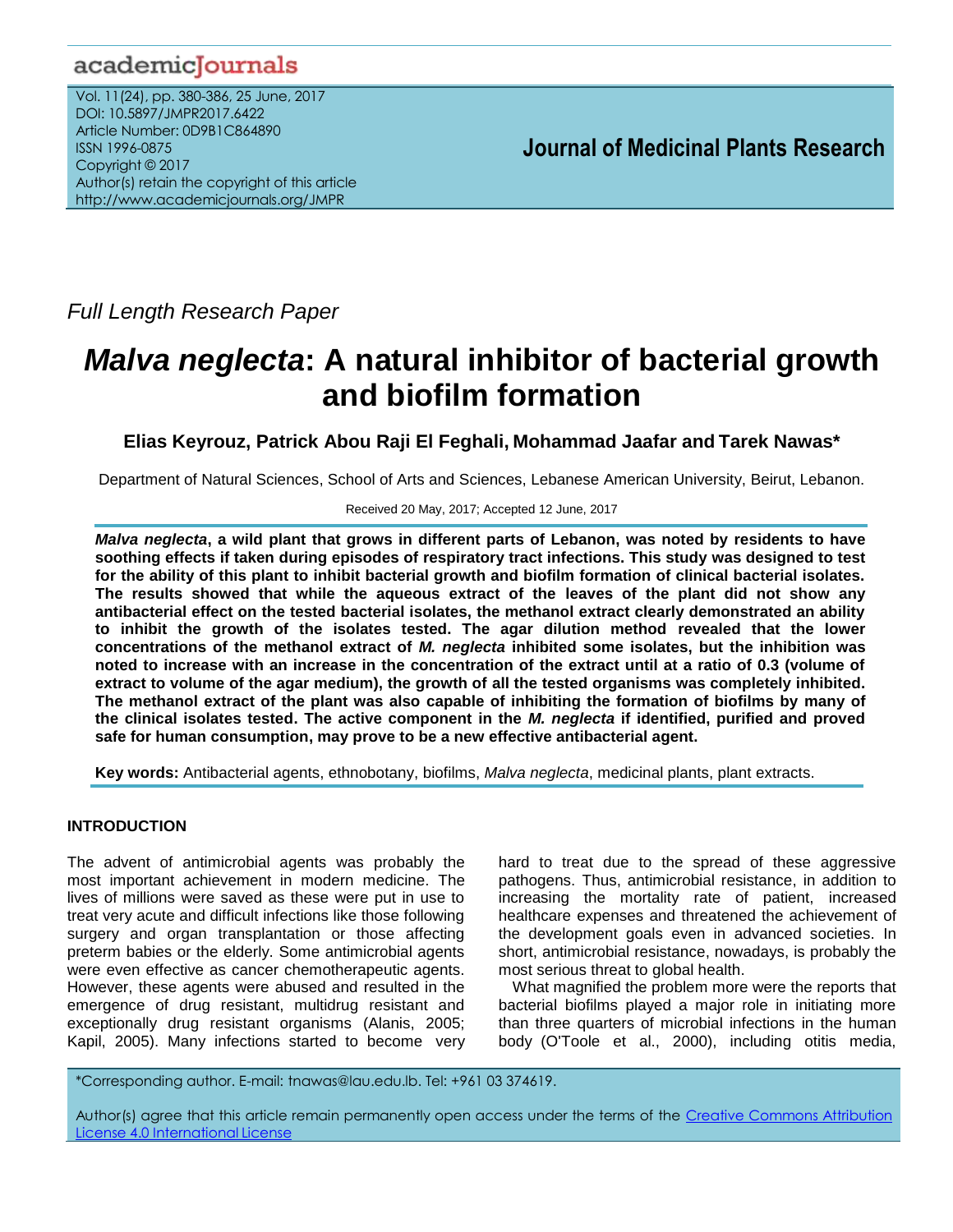Full Length Research Paper

# *Malva neglecta*: A natural inhibitor of bacterial growth and biofilm formation

**Elias Keyrouz, Patrick Abou Raji El Feghali, Mohammad Jaafar and Tarek Nawas***

Department of Natural Sciences, School of Arts and Sciences, Lebanese American University, Beirut, Lebanon.

Received 20 May, 2017; Accepted 12 June, 2017

***Malva neglecta*, a wild plant that grows in different parts of Lebanon, was noted by residents to have soothing effects if taken during episodes of respiratory tract infections. This study was designed to test for the ability of this plant to inhibit bacterial growth and biofilm formation of clinical bacterial isolates. The results showed that while the aqueous extract of the leaves of the plant did not show any antibacterial effect on the tested bacterial isolates, the methanol extract clearly demonstrated an ability to inhibit the growth of the isolates tested. The agar dilution method revealed that the lower concentrations of the methanol extract of *M. neglecta* inhibited some isolates, but the inhibition was noted to increase with an increase in the concentration of the extract until at a ratio of 0.3 (volume of extract to volume of the agar medium), the growth of all the tested organisms was completely inhibited. The methanol extract of the plant was also capable of inhibiting the formation of biofilms by many of the clinical isolates tested. The active component in the *M. neglecta* if identified, purified and proved safe for human consumption, may prove to be a new effective antibacterial agent.**

**Key words:** Antibacterial agents, ethnobotany, biofilms, *Malva neglecta*, medicinal plants, plant extracts.

## INTRODUCTION

The advent of antimicrobial agents was probably the most important achievement in modern medicine. The lives of millions were saved as these were put in use to treat very acute and difficult infections like those following surgery and organ transplantation or those affecting preterm babies or the elderly. Some antimicrobial agents were even effective as cancer chemotherapeutic agents. However, these agents were abused and resulted in the emergence of drug resistant, multidrug resistant and exceptionally drug resistant organisms (Alanis, 2005; Kapil, 2005). Many infections started to become very hard to treat due to the spread of these aggressive pathogens. Thus, antimicrobial resistance, in addition to increasing the mortality rate of patient, increased healthcare expenses and threatened the achievement of the development goals even in advanced societies. In short, antimicrobial resistance, nowadays, is probably the most serious threat to global health.

What magnified the problem more were the reports that bacterial biofilms played a major role in initiating more than three quarters of microbial infections in the human body (O'Toole et al., 2000), including otitis media,

*Corresponding author. E-mail: tnawas@lau.edu.lb. Tel: +961 03 374619.

Author(s) agree that this article remain permanently open access under the terms of the Creative Commons Attribution License 4.0 International License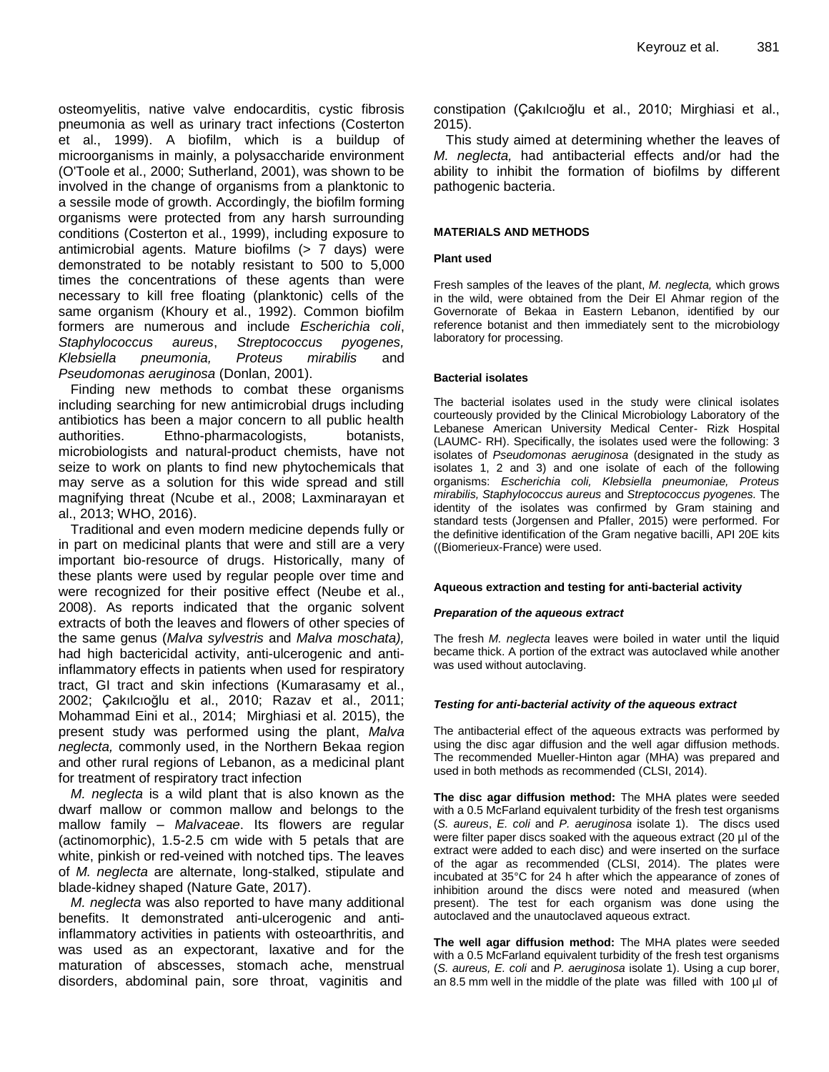osteomyelitis, native valve endocarditis, cystic fibrosis pneumonia as well as urinary tract infections (Costerton et al., 1999). A biofilm, which is a buildup of microorganisms in mainly, a polysaccharide environment (O'Toole et al., 2000; Sutherland, 2001), was shown to be involved in the change of organisms from a planktonic to a sessile mode of growth. Accordingly, the biofilm forming organisms were protected from any harsh surrounding conditions (Costerton et al., 1999), including exposure to antimicrobial agents. Mature biofilms (> 7 days) were demonstrated to be notably resistant to 500 to 5,000 times the concentrations of these agents than were necessary to kill free floating (planktonic) cells of the same organism (Khoury et al., 1992). Common biofilm formers are numerous and include *Escherichia coli*, *Staphylococcus aureus*, *Streptococcus pyogenes, Klebsiella pneumonia, Proteus mirabilis* and *Pseudomonas aeruginosa* (Donlan, 2001).

Finding new methods to combat these organisms including searching for new antimicrobial drugs including antibiotics has been a major concern to all public health authorities. Ethno-pharmacologists, botanists, microbiologists and natural-product chemists, have not seize to work on plants to find new phytochemicals that may serve as a solution for this wide spread and still magnifying threat (Ncube et al., 2008; Laxminarayan et al., 2013; WHO, 2016).

Traditional and even modern medicine depends fully or in part on medicinal plants that were and still are a very important bio-resource of drugs. Historically, many of these plants were used by regular people over time and were recognized for their positive effect (Neube et al., 2008). As reports indicated that the organic solvent extracts of both the leaves and flowers of other species of the same genus (*Malva sylvestris* and *Malva moschata),* had high bactericidal activity, anti-ulcerogenic and anti-inflammatory effects in patients when used for respiratory tract, GI tract and skin infections (Kumarasamy et al., 2002; Çakılcıoğlu et al., 2010; Razav et al., 2011; Mohammad Eini et al., 2014; Mirghiasi et al. 2015), the present study was performed using the plant, *Malva neglecta,* commonly used, in the Northern Bekaa region and other rural regions of Lebanon, as a medicinal plant for treatment of respiratory tract infection

*M. neglecta* is a wild plant that is also known as the dwarf mallow or common mallow and belongs to the mallow family – *Malvaceae*. Its flowers are regular (actinomorphic), 1.5-2.5 cm wide with 5 petals that are white, pinkish or red-veined with notched tips. The leaves of *M. neglecta* are alternate, long-stalked, stipulate and blade-kidney shaped (Nature Gate, 2017).

*M. neglecta* was also reported to have many additional benefits. It demonstrated anti-ulcerogenic and anti-inflammatory activities in patients with osteoarthritis, and was used as an expectorant, laxative and for the maturation of abscesses, stomach ache, menstrual disorders, abdominal pain, sore throat, vaginitis and constipation (Çakılcıoğlu et al., 2010; Mirghiasi et al., 2015).

This study aimed at determining whether the leaves of *M. neglecta,* had antibacterial effects and/or had the ability to inhibit the formation of biofilms by different pathogenic bacteria.

## MATERIALS AND METHODS

### Plant used

Fresh samples of the leaves of the plant, *M. neglecta,* which grows in the wild, were obtained from the Deir El Ahmar region of the Governorate of Bekaa in Eastern Lebanon, identified by our reference botanist and then immediately sent to the microbiology laboratory for processing.

### Bacterial isolates

The bacterial isolates used in the study were clinical isolates courteously provided by the Clinical Microbiology Laboratory of the Lebanese American University Medical Center- Rizk Hospital (LAUMC- RH). Specifically, the isolates used were the following: 3 isolates of *Pseudomonas aeruginosa* (designated in the study as isolates 1, 2 and 3) and one isolate of each of the following organisms: *Escherichia coli, Klebsiella pneumoniae, Proteus mirabilis, Staphylococcus aureus* and *Streptococcus pyogenes.* The identity of the isolates was confirmed by Gram staining and standard tests (Jorgensen and Pfaller, 2015) were performed. For the definitive identification of the Gram negative bacilli, API 20E kits ((Biomerieux-France) were used.

### Aqueous extraction and testing for anti-bacterial activity

#### *Preparation of the aqueous extract*

The fresh *M. neglecta* leaves were boiled in water until the liquid became thick. A portion of the extract was autoclaved while another was used without autoclaving.

#### *Testing for anti-bacterial activity of the aqueous extract*

The antibacterial effect of the aqueous extracts was performed by using the disc agar diffusion and the well agar diffusion methods. The recommended Mueller-Hinton agar (MHA) was prepared and used in both methods as recommended (CLSI, 2014).

**The disc agar diffusion method:** The MHA plates were seeded with a 0.5 McFarland equivalent turbidity of the fresh test organisms (*S. aureus*, *E. coli* and *P. aeruginosa* isolate 1). The discs used were filter paper discs soaked with the aqueous extract (20 µl of the extract were added to each disc) and were inserted on the surface of the agar as recommended (CLSI, 2014). The plates were incubated at 35°C for 24 h after which the appearance of zones of inhibition around the discs were noted and measured (when present). The test for each organism was done using the autoclaved and the unautoclaved aqueous extract.

**The well agar diffusion method:** The MHA plates were seeded with a 0.5 McFarland equivalent turbidity of the fresh test organisms (*S. aureus, E. coli* and *P. aeruginosa* isolate 1). Using a cup borer, an 8.5 mm well in the middle of the plate was filled with 100 µl of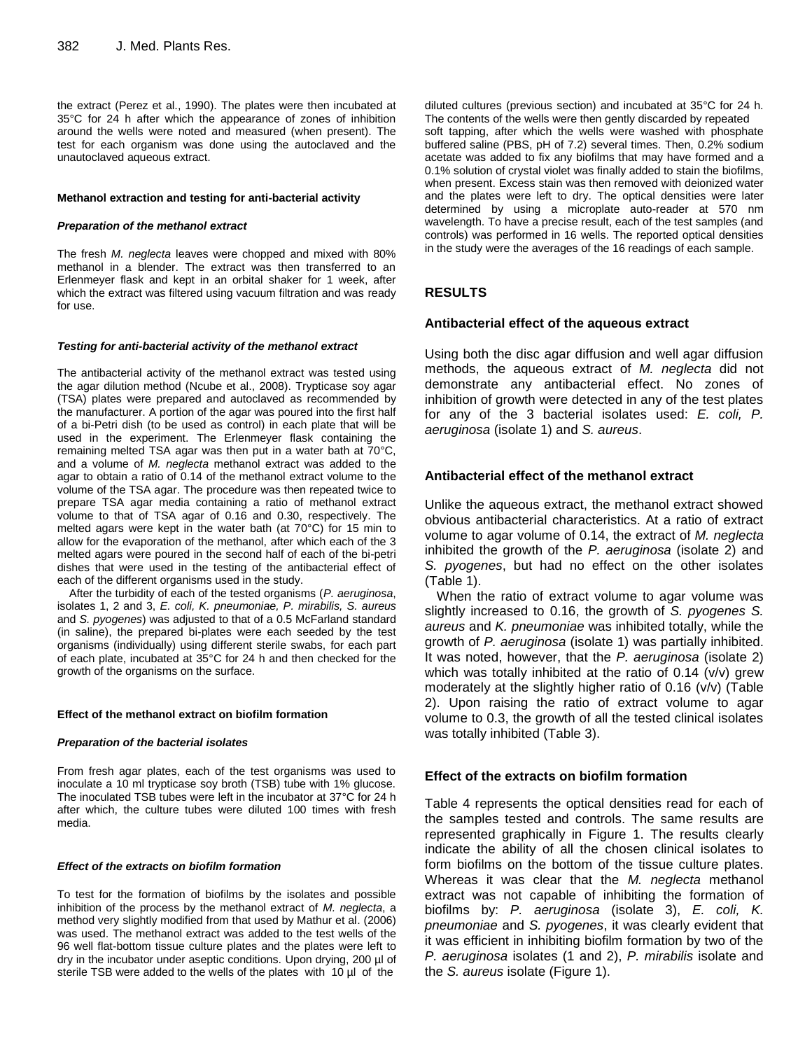the extract (Perez et al., 1990). The plates were then incubated at 35°C for 24 h after which the appearance of zones of inhibition around the wells were noted and measured (when present). The test for each organism was done using the autoclaved and the unautoclaved aqueous extract.

#### Methanol extraction and testing for anti-bacterial activity

##### *Preparation of the methanol extract*

The fresh *M. neglecta* leaves were chopped and mixed with 80% methanol in a blender. The extract was then transferred to an Erlenmeyer flask and kept in an orbital shaker for 1 week, after which the extract was filtered using vacuum filtration and was ready for use.

##### *Testing for anti-bacterial activity of the methanol extract*

The antibacterial activity of the methanol extract was tested using the agar dilution method (Ncube et al., 2008). Trypticase soy agar (TSA) plates were prepared and autoclaved as recommended by the manufacturer. A portion of the agar was poured into the first half of a bi-Petri dish (to be used as control) in each plate that will be used in the experiment. The Erlenmeyer flask containing the remaining melted TSA agar was then put in a water bath at 70°C, and a volume of *M. neglecta* methanol extract was added to the agar to obtain a ratio of 0.14 of the methanol extract volume to the volume of the TSA agar. The procedure was then repeated twice to prepare TSA agar media containing a ratio of methanol extract volume to that of TSA agar of 0.16 and 0.30, respectively. The melted agars were kept in the water bath (at 70°C) for 15 min to allow for the evaporation of the methanol, after which each of the 3 melted agars were poured in the second half of each of the bi-petri dishes that were used in the testing of the antibacterial effect of each of the different organisms used in the study.

After the turbidity of each of the tested organisms (*P. aeruginosa*, isolates 1, 2 and 3, *E. coli, K. pneumoniae, P. mirabilis, S. aureus* and *S. pyogenes*) was adjusted to that of a 0.5 McFarland standard (in saline), the prepared bi-plates were each seeded by the test organisms (individually) using different sterile swabs, for each part of each plate, incubated at 35°C for 24 h and then checked for the growth of the organisms on the surface.

#### Effect of the methanol extract on biofilm formation

##### *Preparation of the bacterial isolates*

From fresh agar plates, each of the test organisms was used to inoculate a 10 ml trypticase soy broth (TSB) tube with 1% glucose. The inoculated TSB tubes were left in the incubator at 37°C for 24 h after which, the culture tubes were diluted 100 times with fresh media.

##### *Effect of the extracts on biofilm formation*

To test for the formation of biofilms by the isolates and possible inhibition of the process by the methanol extract of *M. neglecta*, a method very slightly modified from that used by Mathur et al. (2006) was used. The methanol extract was added to the test wells of the 96 well flat-bottom tissue culture plates and the plates were left to dry in the incubator under aseptic conditions. Upon drying, 200 µl of sterile TSB were added to the wells of the plates with 10 µl of the diluted cultures (previous section) and incubated at 35°C for 24 h. The contents of the wells were then gently discarded by repeated soft tapping, after which the wells were washed with phosphate buffered saline (PBS, pH of 7.2) several times. Then, 0.2% sodium acetate was added to fix any biofilms that may have formed and a 0.1% solution of crystal violet was finally added to stain the biofilms, when present. Excess stain was then removed with deionized water and the plates were left to dry. The optical densities were later determined by using a microplate auto-reader at 570 nm wavelength. To have a precise result, each of the test samples (and controls) was performed in 16 wells. The reported optical densities in the study were the averages of the 16 readings of each sample.

## RESULTS

### Antibacterial effect of the aqueous extract

Using both the disc agar diffusion and well agar diffusion methods, the aqueous extract of *M. neglecta* did not demonstrate any antibacterial effect. No zones of inhibition of growth were detected in any of the test plates for any of the 3 bacterial isolates used: *E. coli, P. aeruginosa* (isolate 1) and *S. aureus*.

### Antibacterial effect of the methanol extract

Unlike the aqueous extract, the methanol extract showed obvious antibacterial characteristics. At a ratio of extract volume to agar volume of 0.14, the extract of *M. neglecta* inhibited the growth of the *P. aeruginosa* (isolate 2) and *S. pyogenes*, but had no effect on the other isolates (Table 1).

When the ratio of extract volume to agar volume was slightly increased to 0.16, the growth of *S. pyogenes S. aureus* and *K. pneumoniae* was inhibited totally, while the growth of *P. aeruginosa* (isolate 1) was partially inhibited. It was noted, however, that the *P. aeruginosa* (isolate 2) which was totally inhibited at the ratio of 0.14 (v/v) grew moderately at the slightly higher ratio of 0.16 (v/v) (Table 2). Upon raising the ratio of extract volume to agar volume to 0.3, the growth of all the tested clinical isolates was totally inhibited (Table 3).

### Effect of the extracts on biofilm formation

Table 4 represents the optical densities read for each of the samples tested and controls. The same results are represented graphically in Figure 1. The results clearly indicate the ability of all the chosen clinical isolates to form biofilms on the bottom of the tissue culture plates. Whereas it was clear that the *M. neglecta* methanol extract was not capable of inhibiting the formation of biofilms by: *P. aeruginosa* (isolate 3), *E. coli, K. pneumoniae* and *S. pyogenes*, it was clearly evident that it was efficient in inhibiting biofilm formation by two of the *P. aeruginosa* isolates (1 and 2), *P. mirabilis* isolate and the *S. aureus* isolate (Figure 1).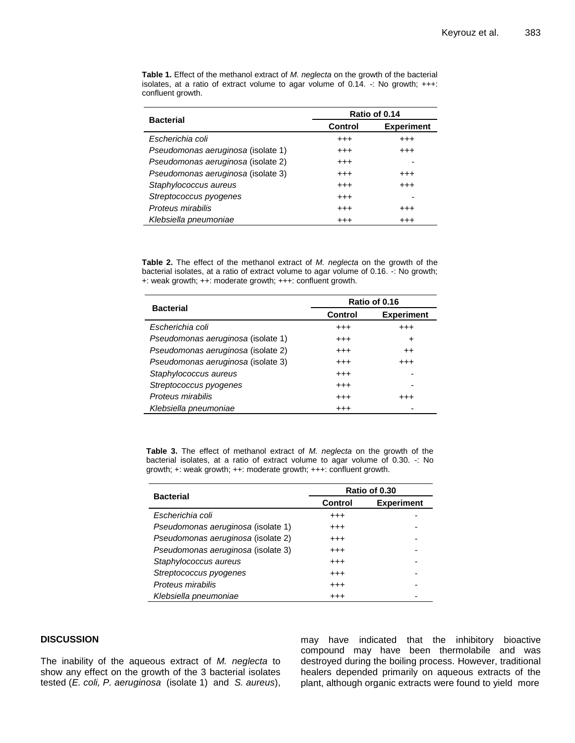**Table 1.** Effect of the methanol extract of *M. neglecta* on the growth of the bacterial isolates, at a ratio of extract volume to agar volume of 0.14. -: No growth; +++: confluent growth.

| Bacterial | Ratio of 0.14 | |
|---|---|---|
| | Control | Experiment |
| *Escherichia coli* | +++ | +++ |
| *Pseudomonas aeruginosa* (isolate 1) | +++ | +++ |
| *Pseudomonas aeruginosa* (isolate 2) | +++ | - |
| *Pseudomonas aeruginosa* (isolate 3) | +++ | +++ |
| *Staphylococcus aureus* | +++ | +++ |
| *Streptococcus pyogenes* | +++ | - |
| *Proteus mirabilis* | +++ | +++ |
| *Klebsiella pneumoniae* | +++ | +++ |

**Table 2.** The effect of the methanol extract of *M. neglecta* on the growth of the bacterial isolates, at a ratio of extract volume to agar volume of 0.16. -: No growth; +: weak growth; ++: moderate growth; +++: confluent growth.

| Bacterial | Ratio of 0.16 | |
|---|---|---|
| | Control | Experiment |
| *Escherichia coli* | +++ | +++ |
| *Pseudomonas aeruginosa* (isolate 1) | +++ | + |
| *Pseudomonas aeruginosa* (isolate 2) | +++ | ++ |
| *Pseudomonas aeruginosa* (isolate 3) | +++ | +++ |
| *Staphylococcus aureus* | +++ | - |
| *Streptococcus pyogenes* | +++ | - |
| *Proteus mirabilis* | +++ | +++ |
| *Klebsiella pneumoniae* | +++ | - |

**Table 3.** The effect of methanol extract of *M. neglecta* on the growth of the bacterial isolates, at a ratio of extract volume to agar volume of 0.30. -: No growth; +: weak growth; ++: moderate growth; +++: confluent growth.

| Bacterial | Ratio of 0.30 | |
|---|---|---|
| | Control | Experiment |
| *Escherichia coli* | +++ | - |
| *Pseudomonas aeruginosa* (isolate 1) | +++ | - |
| *Pseudomonas aeruginosa* (isolate 2) | +++ | - |
| *Pseudomonas aeruginosa* (isolate 3) | +++ | - |
| *Staphylococcus aureus* | +++ | - |
| *Streptococcus pyogenes* | +++ | - |
| *Proteus mirabilis* | +++ | - |
| *Klebsiella pneumoniae* | +++ | - |

## DISCUSSION

The inability of the aqueous extract of *M. neglecta* to show any effect on the growth of the 3 bacterial isolates tested (*E. coli, P. aeruginosa* (isolate 1) and *S. aureus*), may have indicated that the inhibitory bioactive compound may have been thermolabile and was destroyed during the boiling process. However, traditional healers depended primarily on aqueous extracts of the plant, although organic extracts were found to yield more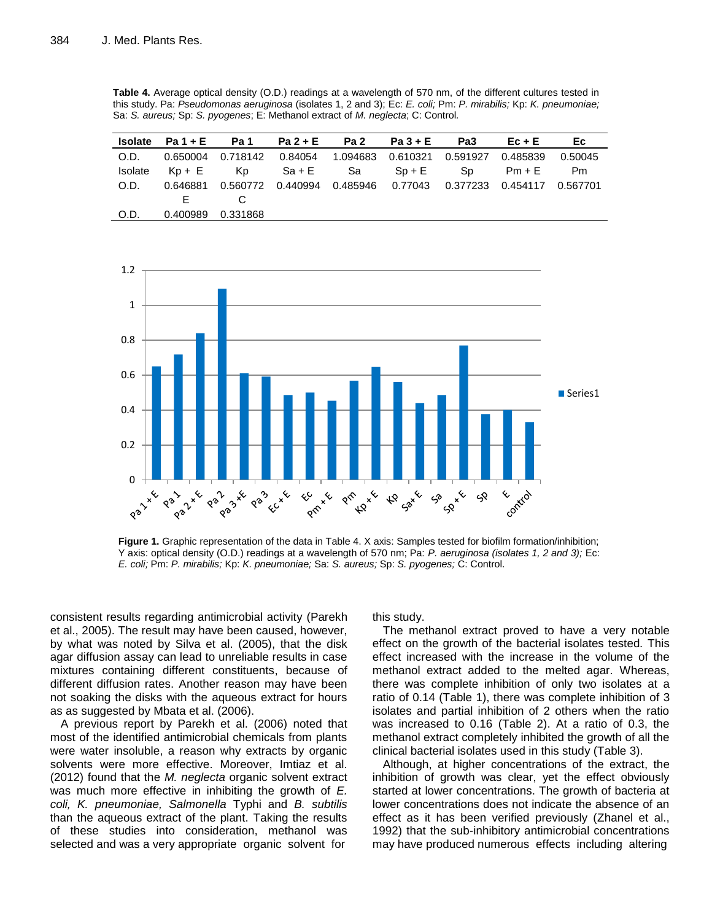**Table 4.** Average optical density (O.D.) readings at a wavelength of 570 nm, of the different cultures tested in this study. Pa: *Pseudomonas aeruginosa* (isolates 1, 2 and 3); Ec: *E. coli;* Pm: *P. mirabilis;* Kp: *K. pneumoniae;* Sa: *S. aureus;* Sp: *S. pyogenes*; E: Methanol extract of *M. neglecta*; C: Control.

| Isolate | Pa 1 + E | Pa 1 | Pa 2 + E | Pa 2 | Pa 3 + E | Pa3 | Ec + E | Ec |
|---|---|---|---|---|---|---|---|---|
| O.D. | 0.650004 | 0.718142 | 0.84054 | 1.094683 | 0.610321 | 0.591927 | 0.485839 | 0.50045 |
| Isolate | Kp + E | Kp | Sa + E | Sa | Sp + E | Sp | Pm + E | Pm |
| O.D. | 0.646881 | 0.560772 | 0.440994 | 0.485946 | 0.77043 | 0.377233 | 0.454117 | 0.567701 |
| | E | C | | | | | | |
| O.D. | 0.400989 | 0.331868 | | | | | | |

**Figure 1.** Graphic representation of the data in Table 4. X axis: Samples tested for biofilm formation/inhibition; Y axis: optical density (O.D.) readings at a wavelength of 570 nm; Pa: *P. aeruginosa (isolates 1, 2 and 3);* Ec: *E. coli;* Pm: *P. mirabilis;* Kp: *K. pneumoniae;* Sa: *S. aureus;* Sp: *S. pyogenes;* C: Control.

consistent results regarding antimicrobial activity (Parekh et al., 2005). The result may have been caused, however, by what was noted by Silva et al. (2005), that the disk agar diffusion assay can lead to unreliable results in case mixtures containing different constituents, because of different diffusion rates. Another reason may have been not soaking the disks with the aqueous extract for hours as as suggested by Mbata et al. (2006).

A previous report by Parekh et al. (2006) noted that most of the identified antimicrobial chemicals from plants were water insoluble, a reason why extracts by organic solvents were more effective. Moreover, Imtiaz et al. (2012) found that the *M. neglecta* organic solvent extract was much more effective in inhibiting the growth of *E. coli, K. pneumoniae, Salmonella* Typhi and *B. subtilis* than the aqueous extract of the plant. Taking the results of these studies into consideration, methanol was selected and was a very appropriate organic solvent for this study.

The methanol extract proved to have a very notable effect on the growth of the bacterial isolates tested. This effect increased with the increase in the volume of the methanol extract added to the melted agar. Whereas, there was complete inhibition of only two isolates at a ratio of 0.14 (Table 1), there was complete inhibition of 3 isolates and partial inhibition of 2 others when the ratio was increased to 0.16 (Table 2). At a ratio of 0.3, the methanol extract completely inhibited the growth of all the clinical bacterial isolates used in this study (Table 3).

Although, at higher concentrations of the extract, the inhibition of growth was clear, yet the effect obviously started at lower concentrations. The growth of bacteria at lower concentrations does not indicate the absence of an effect as it has been verified previously (Zhanel et al., 1992) that the sub-inhibitory antimicrobial concentrations may have produced numerous effects including altering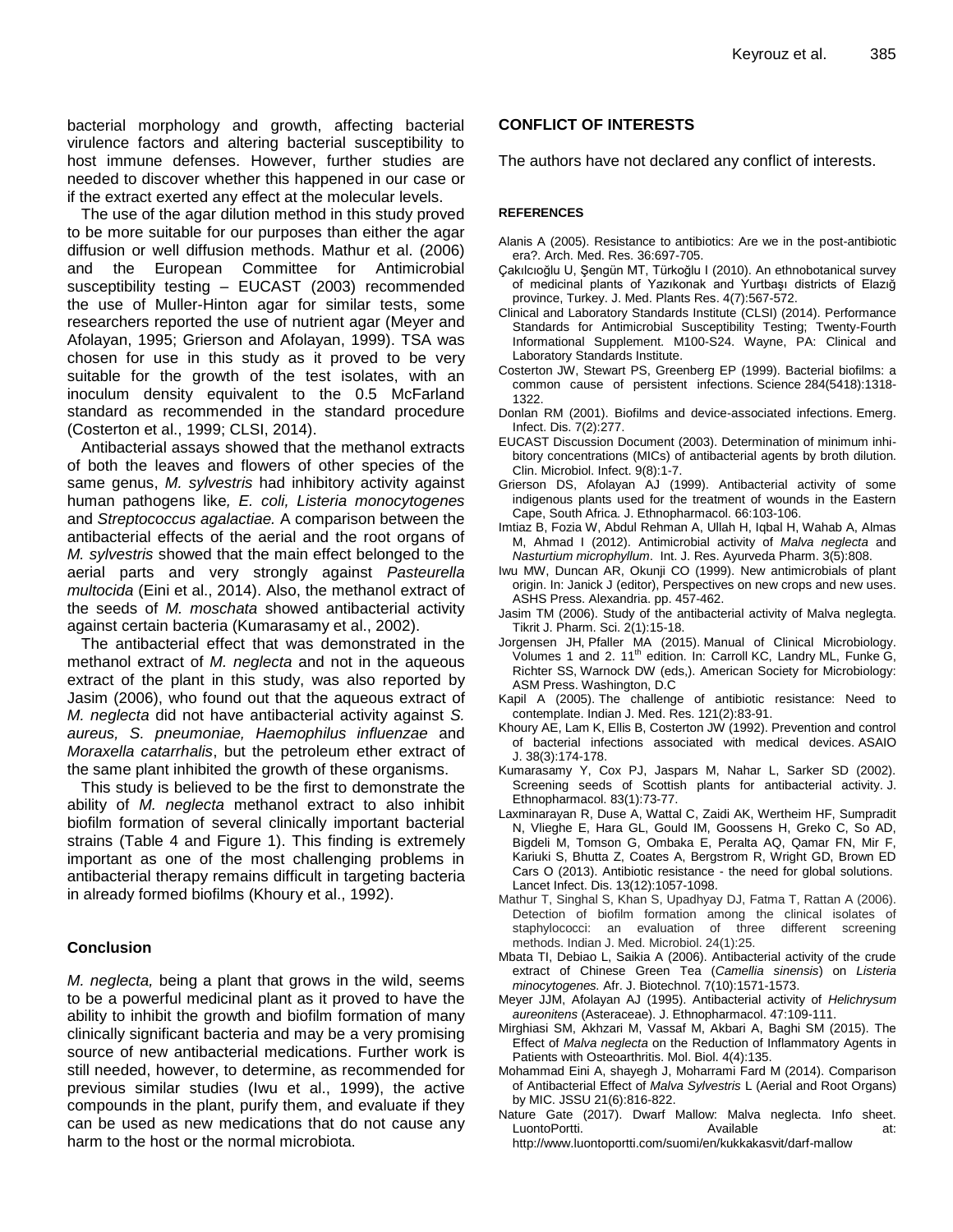bacterial morphology and growth, affecting bacterial virulence factors and altering bacterial susceptibility to host immune defenses. However, further studies are needed to discover whether this happened in our case or if the extract exerted any effect at the molecular levels.

The use of the agar dilution method in this study proved to be more suitable for our purposes than either the agar diffusion or well diffusion methods. Mathur et al. (2006) and the European Committee for Antimicrobial susceptibility testing – EUCAST (2003) recommended the use of Muller-Hinton agar for similar tests, some researchers reported the use of nutrient agar (Meyer and Afolayan, 1995; Grierson and Afolayan, 1999). TSA was chosen for use in this study as it proved to be very suitable for the growth of the test isolates, with an inoculum density equivalent to the 0.5 McFarland standard as recommended in the standard procedure (Costerton et al., 1999; CLSI, 2014).

Antibacterial assays showed that the methanol extracts of both the leaves and flowers of other species of the same genus, *M. sylvestris* had inhibitory activity against human pathogens like*, E. coli, Listeria monocytogenes* and *Streptococcus agalactiae.* A comparison between the antibacterial effects of the aerial and the root organs of *M. sylvestris* showed that the main effect belonged to the aerial parts and very strongly against *Pasteurella multocida* (Eini et al., 2014). Also, the methanol extract of the seeds of *M. moschata* showed antibacterial activity against certain bacteria (Kumarasamy et al., 2002).

The antibacterial effect that was demonstrated in the methanol extract of *M. neglecta* and not in the aqueous extract of the plant in this study, was also reported by Jasim (2006), who found out that the aqueous extract of *M. neglecta* did not have antibacterial activity against *S. aureus, S. pneumoniae, Haemophilus influenzae* and *Moraxella catarrhalis*, but the petroleum ether extract of the same plant inhibited the growth of these organisms.

This study is believed to be the first to demonstrate the ability of *M. neglecta* methanol extract to also inhibit biofilm formation of several clinically important bacterial strains (Table 4 and Figure 1). This finding is extremely important as one of the most challenging problems in antibacterial therapy remains difficult in targeting bacteria in already formed biofilms (Khoury et al., 1992).

## Conclusion

*M. neglecta,* being a plant that grows in the wild, seems to be a powerful medicinal plant as it proved to have the ability to inhibit the growth and biofilm formation of many clinically significant bacteria and may be a very promising source of new antibacterial medications. Further work is still needed, however, to determine, as recommended for previous similar studies (Iwu et al., 1999), the active compounds in the plant, purify them, and evaluate if they can be used as new medications that do not cause any harm to the host or the normal microbiota.

## CONFLICT OF INTERESTS

The authors have not declared any conflict of interests.

## REFERENCES

Alanis A (2005). Resistance to antibiotics: Are we in the post-antibiotic era?. Arch. Med. Res. 36:697-705.

Çakılcıoğlu U, Şengün MT, Türkoğlu I (2010). An ethnobotanical survey of medicinal plants of Yazıkonak and Yurtbaşı districts of Elazığ province, Turkey. J. Med. Plants Res. 4(7):567-572.

Clinical and Laboratory Standards Institute (CLSI) (2014). Performance Standards for Antimicrobial Susceptibility Testing; Twenty-Fourth Informational Supplement. M100-S24. Wayne, PA: Clinical and Laboratory Standards Institute.

Costerton JW, Stewart PS, Greenberg EP (1999). Bacterial biofilms: a common cause of persistent infections. Science 284(5418):1318-1322.

Donlan RM (2001). Biofilms and device-associated infections. Emerg. Infect. Dis. 7(2):277.

EUCAST Discussion Document (2003). Determination of minimum inhibitory concentrations (MICs) of antibacterial agents by broth dilution. Clin. Microbiol. Infect. 9(8):1-7.

Grierson DS, Afolayan AJ (1999). Antibacterial activity of some indigenous plants used for the treatment of wounds in the Eastern Cape, South Africa. J. Ethnopharmacol. 66:103-106.

Imtiaz B, Fozia W, Abdul Rehman A, Ullah H, Iqbal H, Wahab A, Almas M, Ahmad I (2012). Antimicrobial activity of *Malva neglecta* and *Nasturtium microphyllum*. Int. J. Res. Ayurveda Pharm. 3(5):808.

Iwu MW, Duncan AR, Okunji CO (1999). New antimicrobials of plant origin. In: Janick J (editor), Perspectives on new crops and new uses. ASHS Press. Alexandria. pp. 457-462.

Jasim TM (2006). Study of the antibacterial activity of Malva neglegta. Tikrit J. Pharm. Sci. 2(1):15-18.

Jorgensen JH, Pfaller MA (2015). Manual of Clinical Microbiology. Volumes 1 and 2. 11th edition. In: Carroll KC, Landry ML, Funke G, Richter SS, Warnock DW (eds,). American Society for Microbiology: ASM Press. Washington, D.C

Kapil A (2005). The challenge of antibiotic resistance: Need to contemplate. Indian J. Med. Res. 121(2):83-91.

Khoury AE, Lam K, Ellis B, Costerton JW (1992). Prevention and control of bacterial infections associated with medical devices. ASAIO J. 38(3):174-178.

Kumarasamy Y, Cox PJ, Jaspars M, Nahar L, Sarker SD (2002). Screening seeds of Scottish plants for antibacterial activity. J. Ethnopharmacol. 83(1):73-77.

Laxminarayan R, Duse A, Wattal C, Zaidi AK, Wertheim HF, Sumpradit N, Vlieghe E, Hara GL, Gould IM, Goossens H, Greko C, So AD, Bigdeli M, Tomson G, Ombaka E, Peralta AQ, Qamar FN, Mir F, Kariuki S, Bhutta Z, Coates A, Bergstrom R, Wright GD, Brown ED Cars O (2013). Antibiotic resistance - the need for global solutions. Lancet Infect. Dis. 13(12):1057-1098.

Mathur T, Singhal S, Khan S, Upadhyay DJ, Fatma T, Rattan A (2006). Detection of biofilm formation among the clinical isolates of staphylococci: an evaluation of three different screening methods. Indian J. Med. Microbiol. 24(1):25.

Mbata TI, Debiao L, Saikia A (2006). Antibacterial activity of the crude extract of Chinese Green Tea (*Camellia sinensis*) on *Listeria minocytogenes.* Afr. J. Biotechnol. 7(10):1571-1573.

Meyer JJM, Afolayan AJ (1995). Antibacterial activity of *Helichrysum aureonitens* (Asteraceae). J. Ethnopharmacol. 47:109-111.

Mirghiasi SM, Akhzari M, Vassaf M, Akbari A, Baghi SM (2015). The Effect of *Malva neglecta* on the Reduction of Inflammatory Agents in Patients with Osteoarthritis. Mol. Biol. 4(4):135.

Mohammad Eini A, shayegh J, Moharrami Fard M (2014). Comparison of Antibacterial Effect of *Malva Sylvestris* L (Aerial and Root Organs) by MIC. JSSU 21(6):816-822.

Nature Gate (2017). Dwarf Mallow: Malva neglecta. Info sheet. LuontoPortti. Available at: http://www.luontoportti.com/suomi/en/kukkakasvit/darf-mallow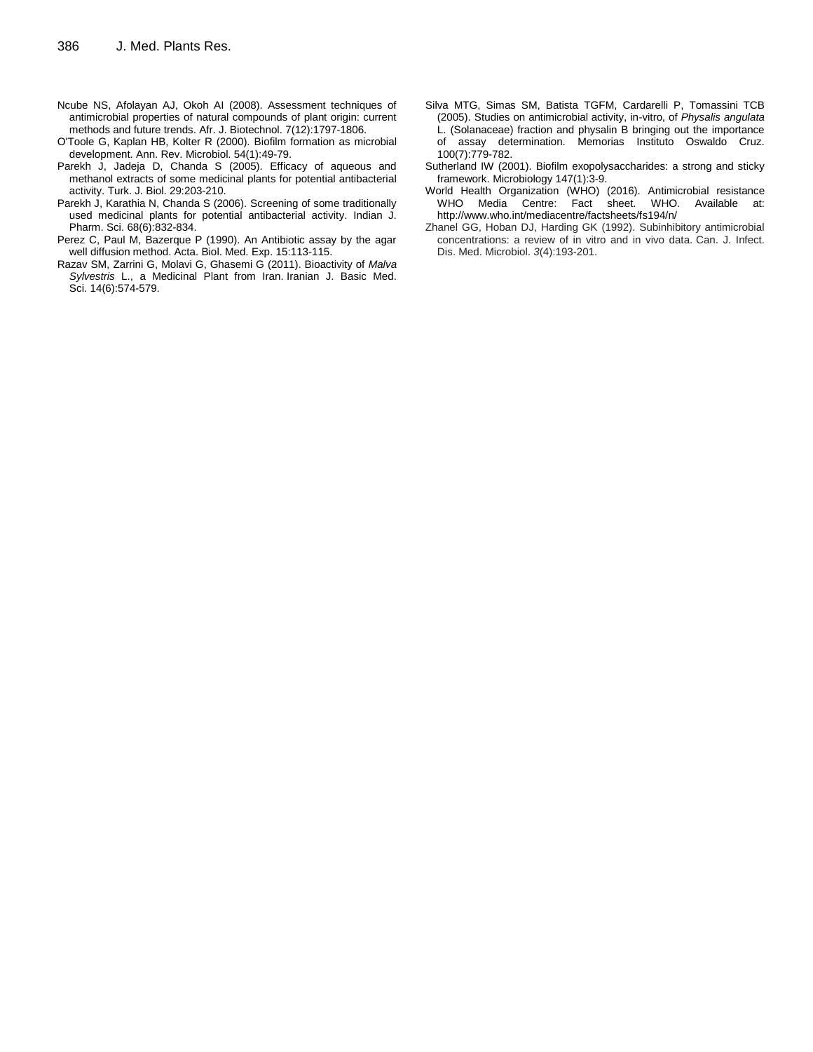Ncube NS, Afolayan AJ, Okoh AI (2008). Assessment techniques of antimicrobial properties of natural compounds of plant origin: current methods and future trends. Afr. J. Biotechnol. 7(12):1797-1806.

O'Toole G, Kaplan HB, Kolter R (2000). Biofilm formation as microbial development. Ann. Rev. Microbiol. 54(1):49-79.

Parekh J, Jadeja D, Chanda S (2005). Efficacy of aqueous and methanol extracts of some medicinal plants for potential antibacterial activity. Turk. J. Biol. 29:203-210.

Parekh J, Karathia N, Chanda S (2006). Screening of some traditionally used medicinal plants for potential antibacterial activity. Indian J. Pharm. Sci. 68(6):832-834.

Perez C, Paul M, Bazerque P (1990). An Antibiotic assay by the agar well diffusion method. Acta. Biol. Med. Exp. 15:113-115.

Razav SM, Zarrini G, Molavi G, Ghasemi G (2011). Bioactivity of *Malva Sylvestris* L., a Medicinal Plant from Iran. Iranian J. Basic Med. Sci. 14(6):574-579.

Silva MTG, Simas SM, Batista TGFM, Cardarelli P, Tomassini TCB (2005). Studies on antimicrobial activity, in-vitro, of *Physalis angulata* L. (Solanaceae) fraction and physalin B bringing out the importance of assay determination. Memorias Instituto Oswaldo Cruz. 100(7):779-782.

Sutherland IW (2001). Biofilm exopolysaccharides: a strong and sticky framework. Microbiology 147(1):3-9.

World Health Organization (WHO) (2016). Antimicrobial resistance WHO Media Centre: Fact sheet. WHO. Available at: http://www.who.int/mediacentre/factsheets/fs194/n/

Zhanel GG, Hoban DJ, Harding GK (1992). Subinhibitory antimicrobial concentrations: a review of in vitro and in vivo data. Can. J. Infect. Dis. Med. Microbiol. *3*(4):193-201.